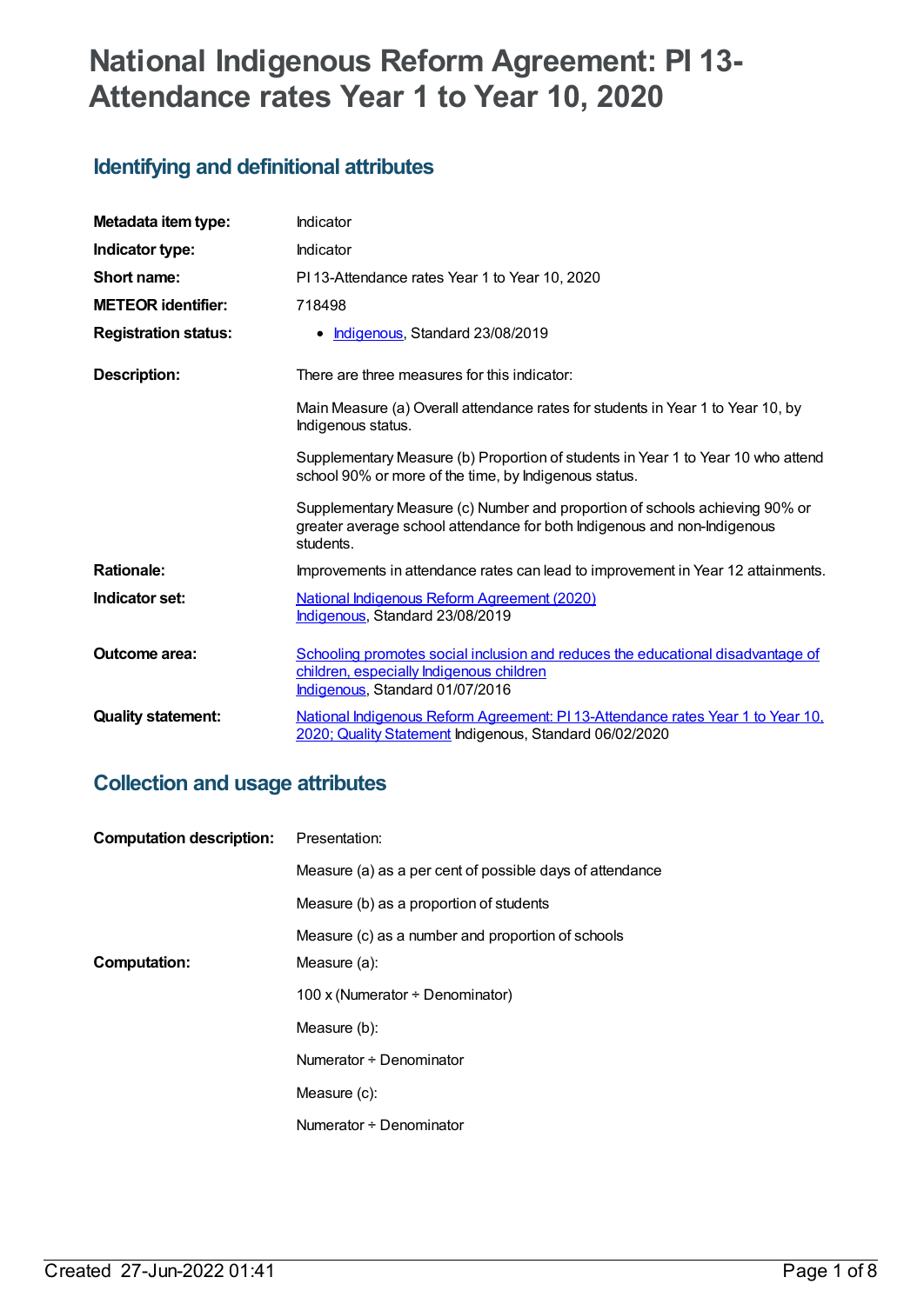# National Indigenous Reform Agreement: PI 13-Attendance rates Year 1 to Year 10, 2020

## Identifying and definitional attributes

| | |
|---|---|
| **Metadata item type:** | Indicator |
| **Indicator type:** | Indicator |
| **Short name:** | PI 13-Attendance rates Year 1 to Year 10, 2020 |
| **METEOR identifier:** | 718498 |
| **Registration status:** | • Indigenous, Standard 23/08/2019 |
| **Description:** | There are three measures for this indicator:<br><br>Main Measure (a) Overall attendance rates for students in Year 1 to Year 10, by Indigenous status.<br><br>Supplementary Measure (b) Proportion of students in Year 1 to Year 10 who attend school 90% or more of the time, by Indigenous status.<br><br>Supplementary Measure (c) Number and proportion of schools achieving 90% or greater average school attendance for both Indigenous and non-Indigenous students. |
| **Rationale:** | Improvements in attendance rates can lead to improvement in Year 12 attainments. |
| **Indicator set:** | National Indigenous Reform Agreement (2020)<br>Indigenous, Standard 23/08/2019 |
| **Outcome area:** | Schooling promotes social inclusion and reduces the educational disadvantage of children, especially Indigenous children<br>Indigenous, Standard 01/07/2016 |
| **Quality statement:** | National Indigenous Reform Agreement: PI 13-Attendance rates Year 1 to Year 10, 2020; Quality Statement Indigenous, Standard 06/02/2020 |

## Collection and usage attributes

| | |
|---|---|
| **Computation description:** | Presentation:<br><br>Measure (a) as a per cent of possible days of attendance<br><br>Measure (b) as a proportion of students<br><br>Measure (c) as a number and proportion of schools |
| **Computation:** | Measure (a):<br><br>100 x (Numerator ÷ Denominator)<br><br>Measure (b):<br><br>Numerator ÷ Denominator<br><br>Measure (c):<br><br>Numerator ÷ Denominator |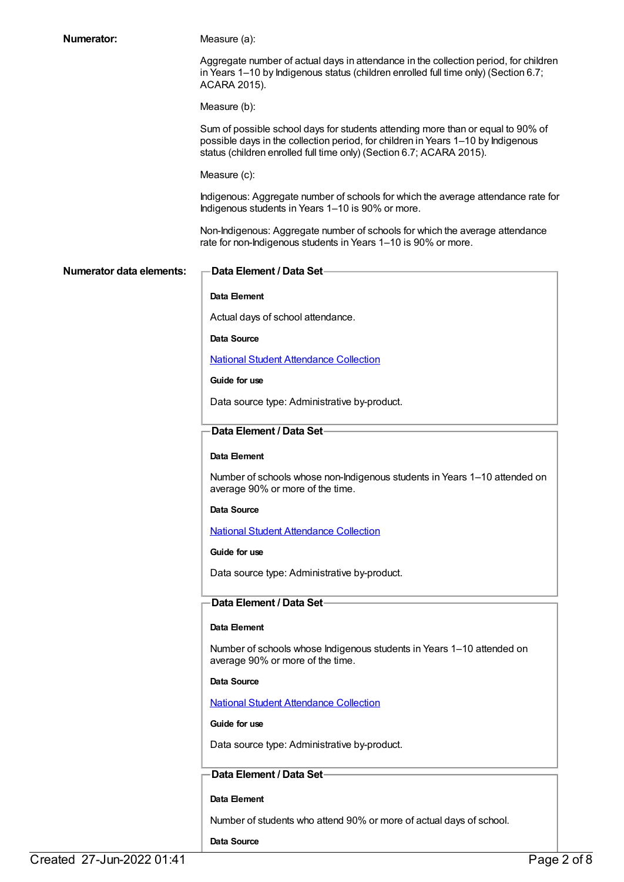**Numerator:**

Measure (a):

Aggregate number of actual days in attendance in the collection period, for children in Years 1–10 by Indigenous status (children enrolled full time only) (Section 6.7; ACARA 2015).

Measure (b):

Sum of possible school days for students attending more than or equal to 90% of possible days in the collection period, for children in Years 1–10 by Indigenous status (children enrolled full time only) (Section 6.7; ACARA 2015).

Measure (c):

Indigenous: Aggregate number of schools for which the average attendance rate for Indigenous students in Years 1–10 is 90% or more.

Non-Indigenous: Aggregate number of schools for which the average attendance rate for non-Indigenous students in Years 1–10 is 90% or more.

**Numerator data elements:**

**Data Element / Data Set**

**Data Element**

Actual days of school attendance.

**Data Source**

National Student Attendance Collection

**Guide for use**

Data source type: Administrative by-product.

**Data Element / Data Set**

**Data Element**

Number of schools whose non-Indigenous students in Years 1–10 attended on average 90% or more of the time.

**Data Source**

National Student Attendance Collection

**Guide for use**

Data source type: Administrative by-product.

**Data Element / Data Set**

**Data Element**

Number of schools whose Indigenous students in Years 1–10 attended on average 90% or more of the time.

**Data Source**

National Student Attendance Collection

**Guide for use**

Data source type: Administrative by-product.

**Data Element / Data Set**

**Data Element**

Number of students who attend 90% or more of actual days of school.

**Data Source**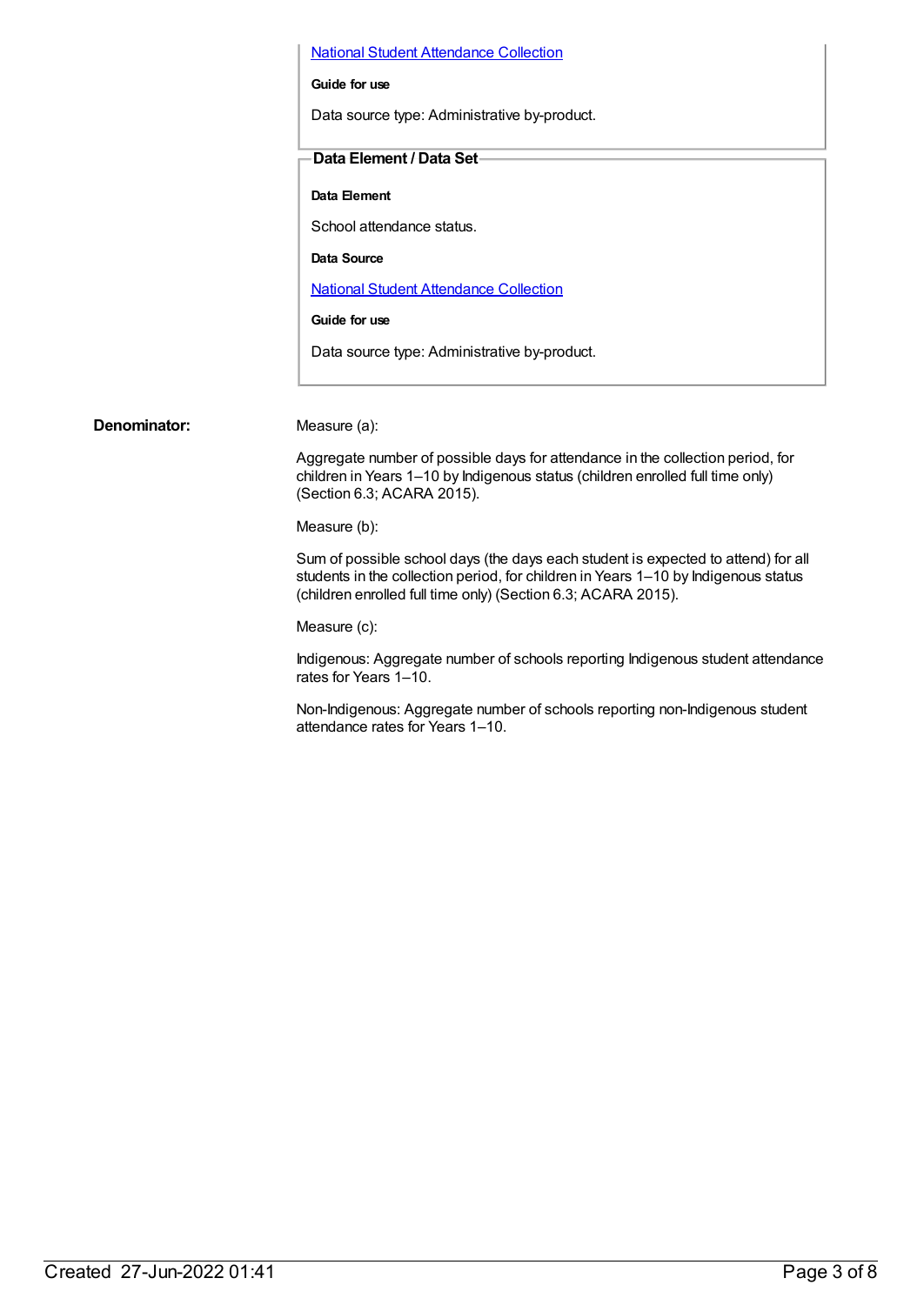[National Student Attendance Collection]

**Guide for use**

Data source type: Administrative by-product.

**Data Element / Data Set**

**Data Element**

School attendance status.

**Data Source**

[National Student Attendance Collection]

**Guide for use**

Data source type: Administrative by-product.

**Denominator:**

Measure (a):

Aggregate number of possible days for attendance in the collection period, for children in Years 1–10 by Indigenous status (children enrolled full time only) (Section 6.3; ACARA 2015).

Measure (b):

Sum of possible school days (the days each student is expected to attend) for all students in the collection period, for children in Years 1–10 by Indigenous status (children enrolled full time only) (Section 6.3; ACARA 2015).

Measure (c):

Indigenous: Aggregate number of schools reporting Indigenous student attendance rates for Years 1–10.

Non-Indigenous: Aggregate number of schools reporting non-Indigenous student attendance rates for Years 1–10.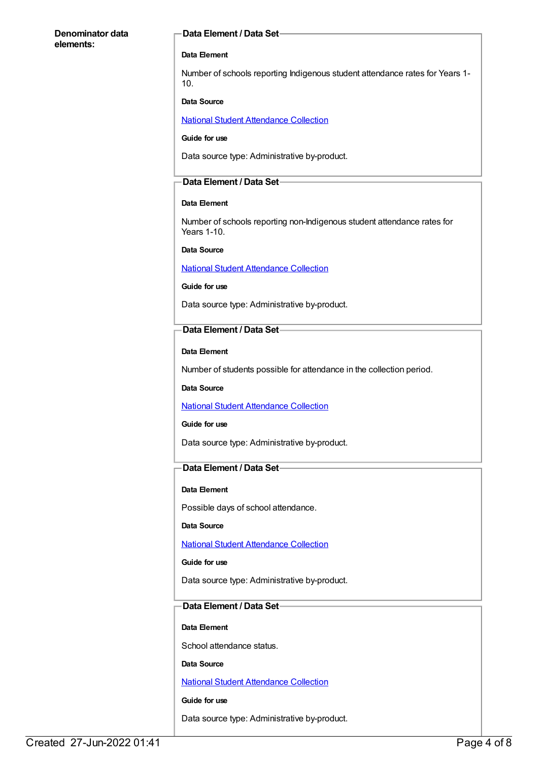**Denominator data elements:**

**Data Element / Data Set**

**Data Element**

Number of schools reporting Indigenous student attendance rates for Years 1-10.

**Data Source**

National Student Attendance Collection

**Guide for use**

Data source type: Administrative by-product.

**Data Element / Data Set**

**Data Element**

Number of schools reporting non-Indigenous student attendance rates for Years 1-10.

**Data Source**

National Student Attendance Collection

**Guide for use**

Data source type: Administrative by-product.

**Data Element / Data Set**

**Data Element**

Number of students possible for attendance in the collection period.

**Data Source**

National Student Attendance Collection

**Guide for use**

Data source type: Administrative by-product.

**Data Element / Data Set**

**Data Element**

Possible days of school attendance.

**Data Source**

National Student Attendance Collection

**Guide for use**

Data source type: Administrative by-product.

**Data Element / Data Set**

**Data Element**

School attendance status.

**Data Source**

National Student Attendance Collection

**Guide for use**

Data source type: Administrative by-product.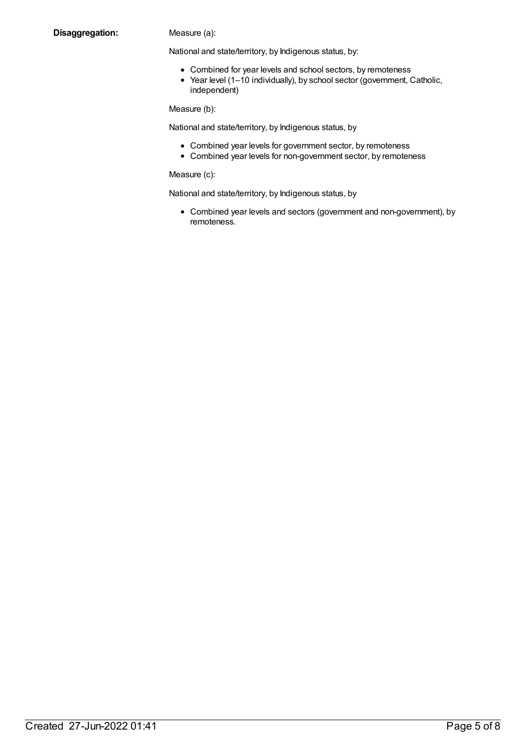**Disaggregation:**

Measure (a):

National and state/territory, by Indigenous status, by:

- Combined for year levels and school sectors, by remoteness
- Year level (1–10 individually), by school sector (government, Catholic, independent)

Measure (b):

National and state/territory, by Indigenous status, by

- Combined year levels for government sector, by remoteness
- Combined year levels for non-government sector, by remoteness

Measure (c):

National and state/territory, by Indigenous status, by

- Combined year levels and sectors (government and non-government), by remoteness.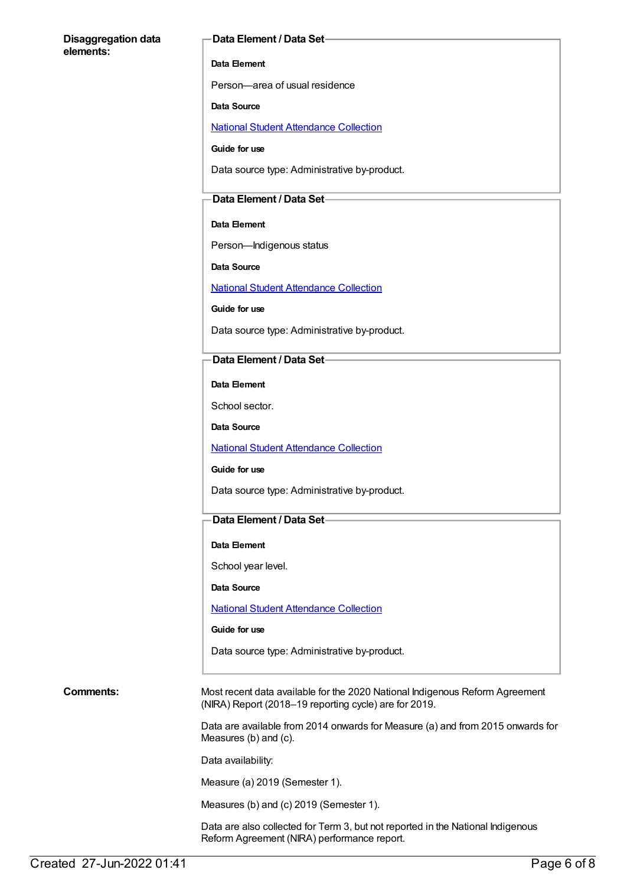**Disaggregation data elements:**

**Data Element / Data Set**

**Data Element**

Person—area of usual residence

**Data Source**

National Student Attendance Collection

**Guide for use**

Data source type: Administrative by-product.

**Data Element / Data Set**

**Data Element**

Person—Indigenous status

**Data Source**

National Student Attendance Collection

**Guide for use**

Data source type: Administrative by-product.

**Data Element / Data Set**

**Data Element**

School sector.

**Data Source**

National Student Attendance Collection

**Guide for use**

Data source type: Administrative by-product.

**Data Element / Data Set**

**Data Element**

School year level.

**Data Source**

National Student Attendance Collection

**Guide for use**

Data source type: Administrative by-product.

**Comments:**

Most recent data available for the 2020 National Indigenous Reform Agreement (NIRA) Report (2018–19 reporting cycle) are for 2019.

Data are available from 2014 onwards for Measure (a) and from 2015 onwards for Measures (b) and (c).

Data availability:

Measure (a) 2019 (Semester 1).

Measures (b) and (c) 2019 (Semester 1).

Data are also collected for Term 3, but not reported in the National Indigenous Reform Agreement (NIRA) performance report.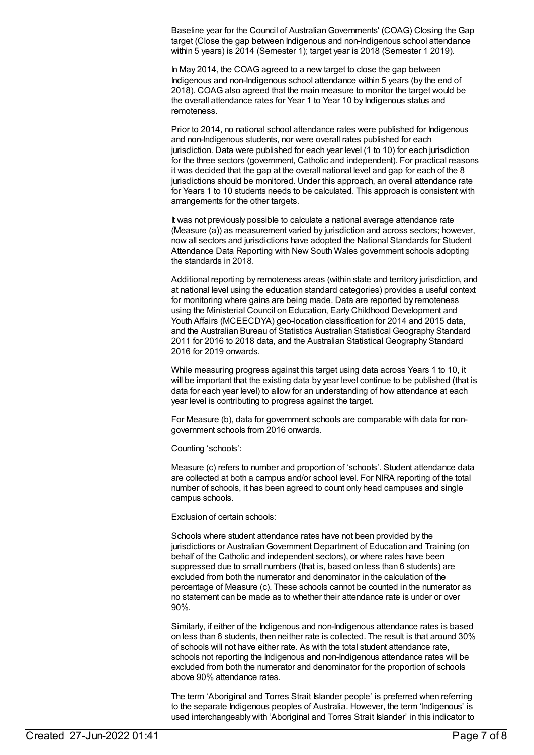Baseline year for the Council of Australian Governments' (COAG) Closing the Gap target (Close the gap between Indigenous and non-Indigenous school attendance within 5 years) is 2014 (Semester 1); target year is 2018 (Semester 1 2019).

In May 2014, the COAG agreed to a new target to close the gap between Indigenous and non-Indigenous school attendance within 5 years (by the end of 2018). COAG also agreed that the main measure to monitor the target would be the overall attendance rates for Year 1 to Year 10 by Indigenous status and remoteness.

Prior to 2014, no national school attendance rates were published for Indigenous and non-Indigenous students, nor were overall rates published for each jurisdiction. Data were published for each year level (1 to 10) for each jurisdiction for the three sectors (government, Catholic and independent). For practical reasons it was decided that the gap at the overall national level and gap for each of the 8 jurisdictions should be monitored. Under this approach, an overall attendance rate for Years 1 to 10 students needs to be calculated. This approach is consistent with arrangements for the other targets.

It was not previously possible to calculate a national average attendance rate (Measure (a)) as measurement varied by jurisdiction and across sectors; however, now all sectors and jurisdictions have adopted the National Standards for Student Attendance Data Reporting with New South Wales government schools adopting the standards in 2018.

Additional reporting by remoteness areas (within state and territory jurisdiction, and at national level using the education standard categories) provides a useful context for monitoring where gains are being made. Data are reported by remoteness using the Ministerial Council on Education, Early Childhood Development and Youth Affairs (MCEECDYA) geo-location classification for 2014 and 2015 data, and the Australian Bureau of Statistics Australian Statistical Geography Standard 2011 for 2016 to 2018 data, and the Australian Statistical Geography Standard 2016 for 2019 onwards.

While measuring progress against this target using data across Years 1 to 10, it will be important that the existing data by year level continue to be published (that is data for each year level) to allow for an understanding of how attendance at each year level is contributing to progress against the target.

For Measure (b), data for government schools are comparable with data for non-government schools from 2016 onwards.

Counting 'schools':

Measure (c) refers to number and proportion of 'schools'. Student attendance data are collected at both a campus and/or school level. For NIRA reporting of the total number of schools, it has been agreed to count only head campuses and single campus schools.

Exclusion of certain schools:

Schools where student attendance rates have not been provided by the jurisdictions or Australian Government Department of Education and Training (on behalf of the Catholic and independent sectors), or where rates have been suppressed due to small numbers (that is, based on less than 6 students) are excluded from both the numerator and denominator in the calculation of the percentage of Measure (c). These schools cannot be counted in the numerator as no statement can be made as to whether their attendance rate is under or over 90%.

Similarly, if either of the Indigenous and non-Indigenous attendance rates is based on less than 6 students, then neither rate is collected. The result is that around 30% of schools will not have either rate. As with the total student attendance rate, schools not reporting the Indigenous and non-Indigenous attendance rates will be excluded from both the numerator and denominator for the proportion of schools above 90% attendance rates.

The term 'Aboriginal and Torres Strait Islander people' is preferred when referring to the separate Indigenous peoples of Australia. However, the term 'Indigenous' is used interchangeably with 'Aboriginal and Torres Strait Islander' in this indicator to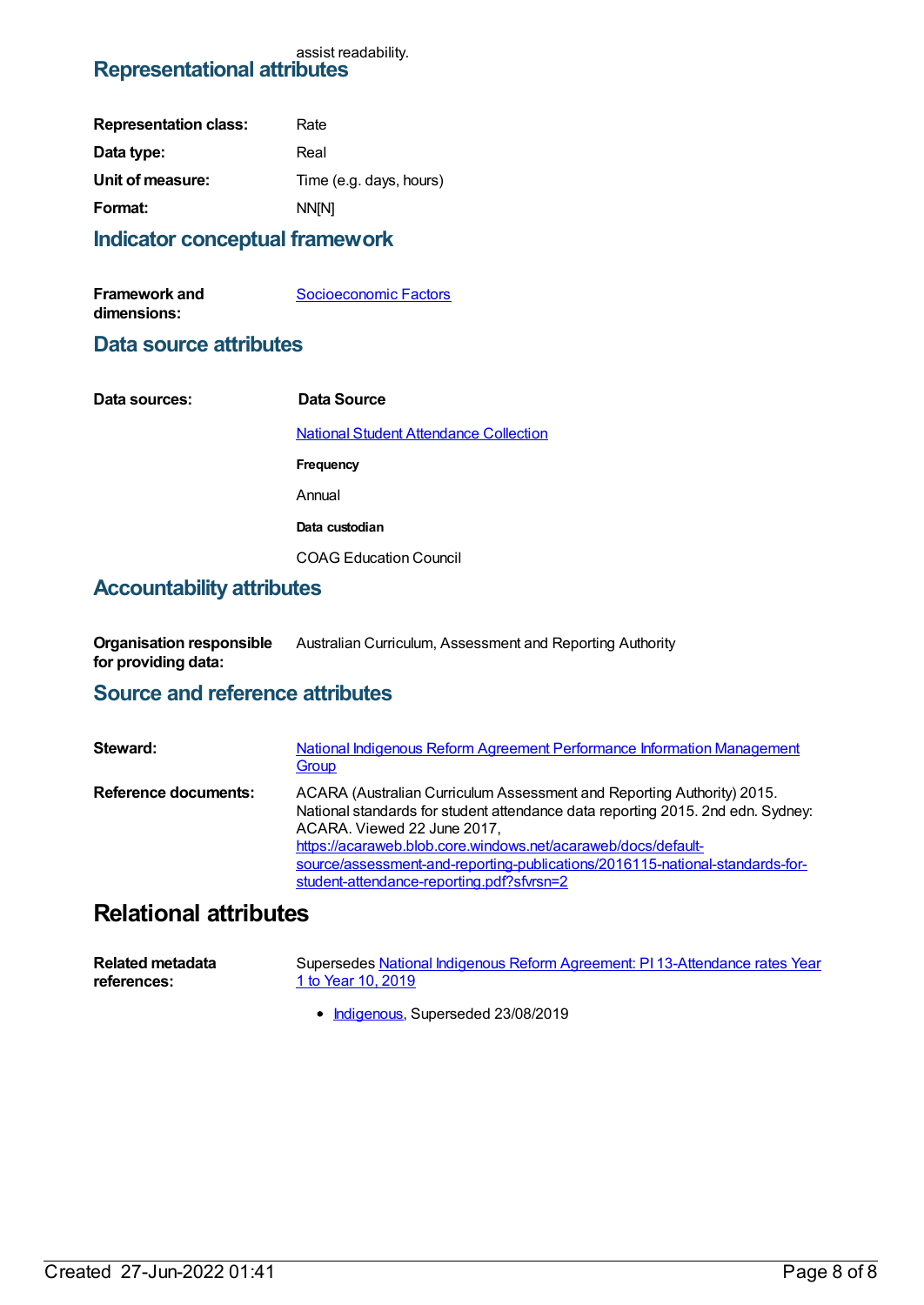assist readability.

## Representational attributes

**Representation class:** Rate

**Data type:** Real

**Unit of measure:** Time (e.g. days, hours)

**Format:** NN[N]

## Indicator conceptual framework

**Framework and dimensions:** Socioeconomic Factors

## Data source attributes

**Data sources:**

**Data Source**

National Student Attendance Collection

**Frequency**

Annual

**Data custodian**

COAG Education Council

## Accountability attributes

**Organisation responsible for providing data:** Australian Curriculum, Assessment and Reporting Authority

## Source and reference attributes

**Steward:** National Indigenous Reform Agreement Performance Information Management Group

**Reference documents:** ACARA (Australian Curriculum Assessment and Reporting Authority) 2015. National standards for student attendance data reporting 2015. 2nd edn. Sydney: ACARA. Viewed 22 June 2017, https://acaraweb.blob.core.windows.net/acaraweb/docs/default-source/assessment-and-reporting-publications/2016115-national-standards-for-student-attendance-reporting.pdf?sfvrsn=2

# Relational attributes

**Related metadata references:** Supersedes National Indigenous Reform Agreement: PI 13-Attendance rates Year 1 to Year 10, 2019

- Indigenous, Superseded 23/08/2019